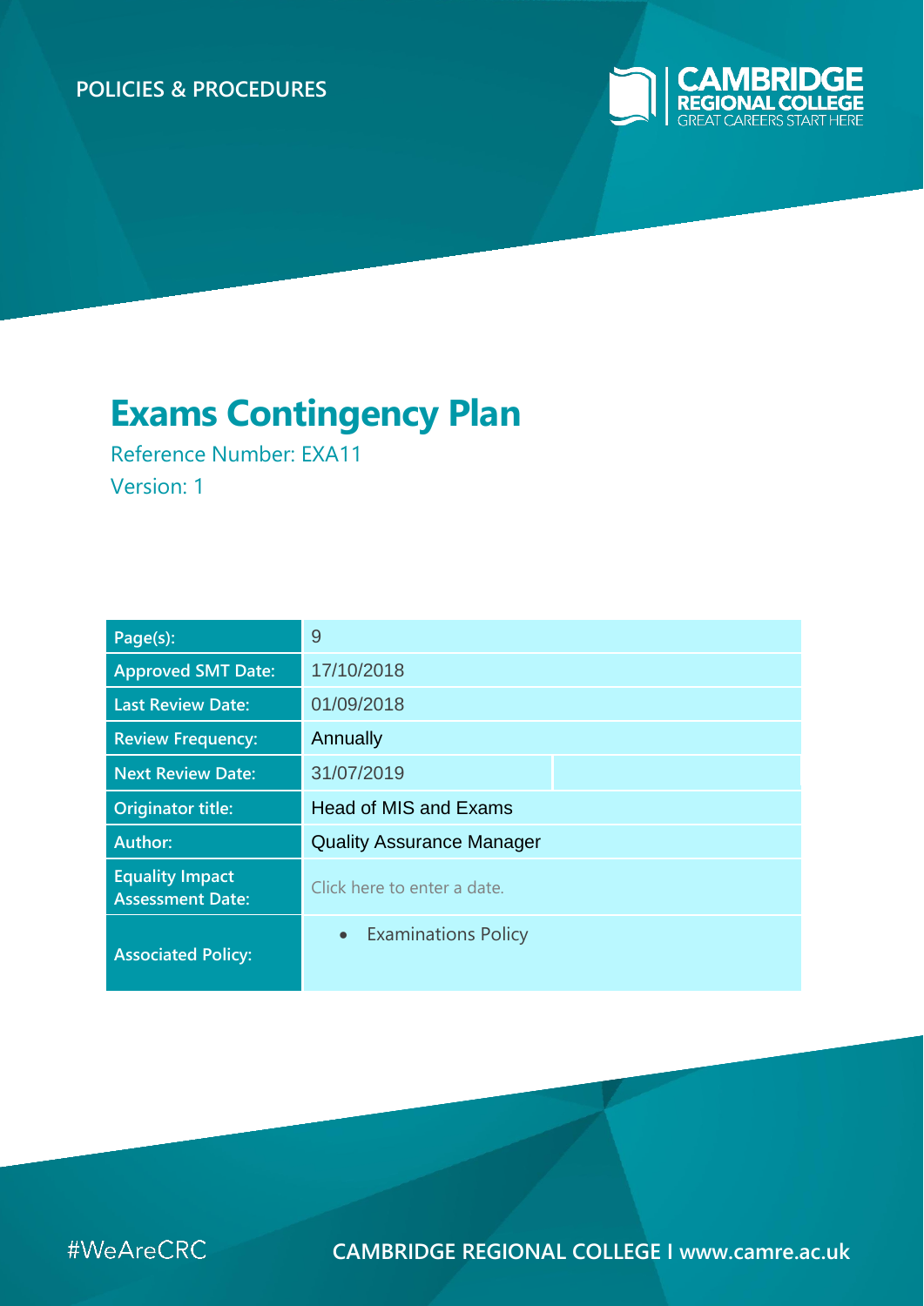POLICIES & PROCEDURES

CAMBRIDGE REGIONAL COLLEGE
GREAT CAREERS START HERE

# Exams Contingency Plan

Reference Number: EXA11

Version: 1

| Page(s): | 9 |
|---|---|
| Approved SMT Date: | 17/10/2018 |
| Last Review Date: | 01/09/2018 |
| Review Frequency: | Annually |
| Next Review Date: | 31/07/2019 |
| Originator title: | Head of MIS and Exams |
| Author: | Quality Assurance Manager |
| Equality Impact Assessment Date: | Click here to enter a date. |
| Associated Policy: | • Examinations Policy |

#WeAreCRC

CAMBRIDGE REGIONAL COLLEGE I www.camre.ac.uk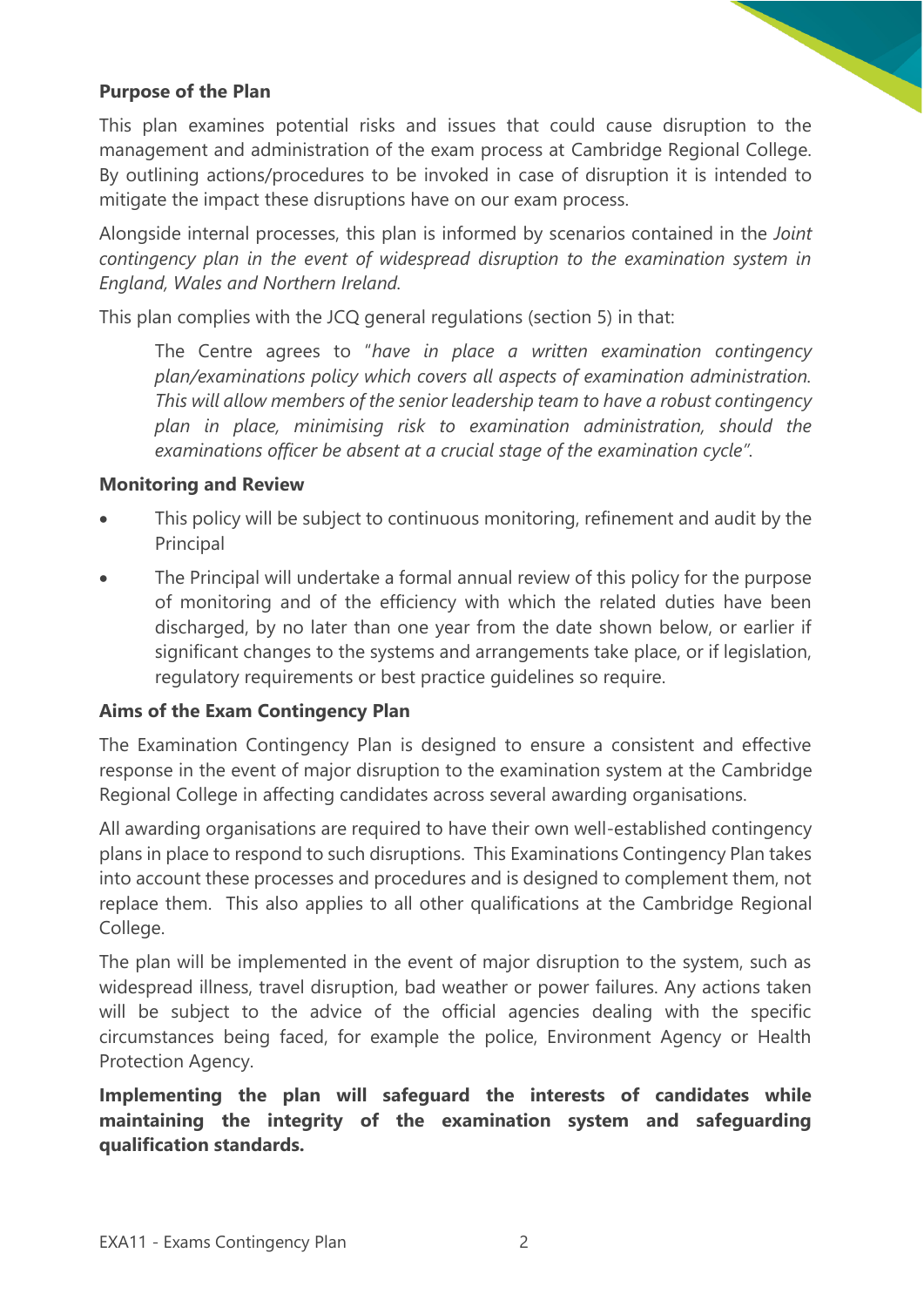**Purpose of the Plan**

This plan examines potential risks and issues that could cause disruption to the management and administration of the exam process at Cambridge Regional College. By outlining actions/procedures to be invoked in case of disruption it is intended to mitigate the impact these disruptions have on our exam process.

Alongside internal processes, this plan is informed by scenarios contained in the *Joint contingency plan in the event of widespread disruption to the examination system in England, Wales and Northern Ireland.*

This plan complies with the JCQ general regulations (section 5) in that:

> The Centre agrees to "*have in place a written examination contingency plan/examinations policy which covers all aspects of examination administration. This will allow members of the senior leadership team to have a robust contingency plan in place, minimising risk to examination administration, should the examinations officer be absent at a crucial stage of the examination cycle".*

**Monitoring and Review**

- This policy will be subject to continuous monitoring, refinement and audit by the Principal
- The Principal will undertake a formal annual review of this policy for the purpose of monitoring and of the efficiency with which the related duties have been discharged, by no later than one year from the date shown below, or earlier if significant changes to the systems and arrangements take place, or if legislation, regulatory requirements or best practice guidelines so require.

**Aims of the Exam Contingency Plan**

The Examination Contingency Plan is designed to ensure a consistent and effective response in the event of major disruption to the examination system at the Cambridge Regional College in affecting candidates across several awarding organisations.

All awarding organisations are required to have their own well-established contingency plans in place to respond to such disruptions. This Examinations Contingency Plan takes into account these processes and procedures and is designed to complement them, not replace them. This also applies to all other qualifications at the Cambridge Regional College.

The plan will be implemented in the event of major disruption to the system, such as widespread illness, travel disruption, bad weather or power failures. Any actions taken will be subject to the advice of the official agencies dealing with the specific circumstances being faced, for example the police, Environment Agency or Health Protection Agency.

**Implementing the plan will safeguard the interests of candidates while maintaining the integrity of the examination system and safeguarding qualification standards.**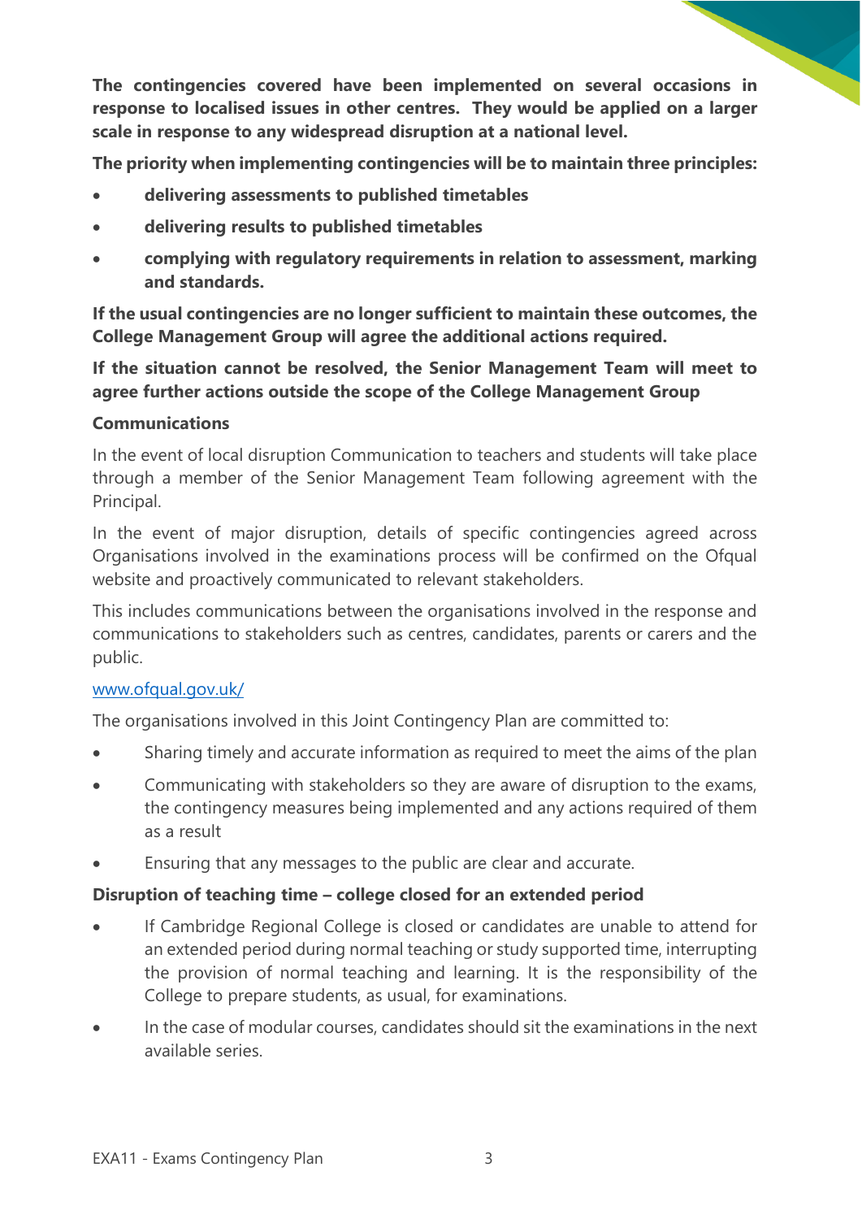**The contingencies covered have been implemented on several occasions in response to localised issues in other centres. They would be applied on a larger scale in response to any widespread disruption at a national level.**

**The priority when implementing contingencies will be to maintain three principles:**

- **delivering assessments to published timetables**
- **delivering results to published timetables**
- **complying with regulatory requirements in relation to assessment, marking and standards.**

**If the usual contingencies are no longer sufficient to maintain these outcomes, the College Management Group will agree the additional actions required.**

**If the situation cannot be resolved, the Senior Management Team will meet to agree further actions outside the scope of the College Management Group**

**Communications**

In the event of local disruption Communication to teachers and students will take place through a member of the Senior Management Team following agreement with the Principal.

In the event of major disruption, details of specific contingencies agreed across Organisations involved in the examinations process will be confirmed on the Ofqual website and proactively communicated to relevant stakeholders.

This includes communications between the organisations involved in the response and communications to stakeholders such as centres, candidates, parents or carers and the public.

[www.ofqual.gov.uk/](http://www.ofqual.gov.uk/)

The organisations involved in this Joint Contingency Plan are committed to:

- Sharing timely and accurate information as required to meet the aims of the plan
- Communicating with stakeholders so they are aware of disruption to the exams, the contingency measures being implemented and any actions required of them as a result
- Ensuring that any messages to the public are clear and accurate.

**Disruption of teaching time – college closed for an extended period**

- If Cambridge Regional College is closed or candidates are unable to attend for an extended period during normal teaching or study supported time, interrupting the provision of normal teaching and learning. It is the responsibility of the College to prepare students, as usual, for examinations.
- In the case of modular courses, candidates should sit the examinations in the next available series.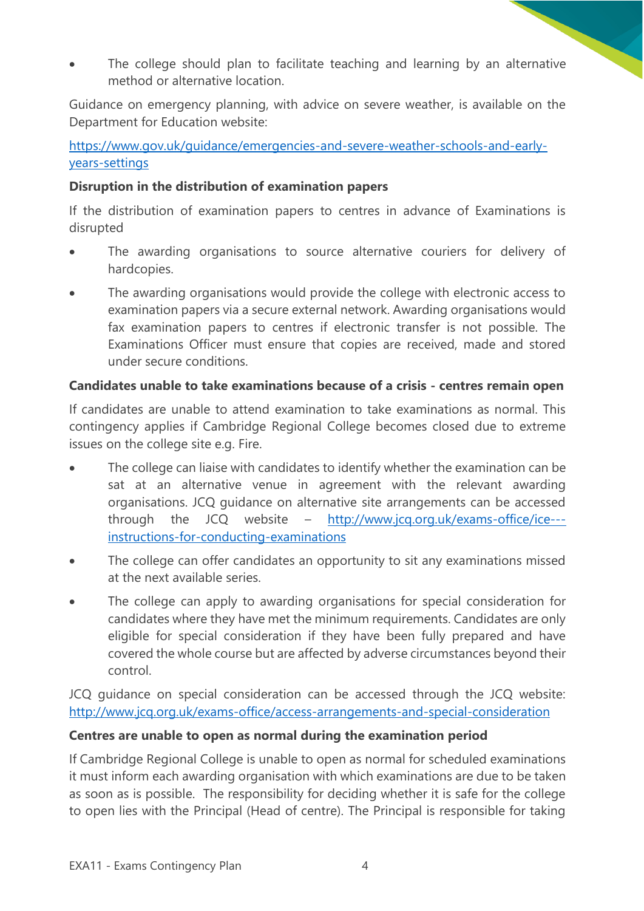- The college should plan to facilitate teaching and learning by an alternative method or alternative location.

Guidance on emergency planning, with advice on severe weather, is available on the Department for Education website:

[https://www.gov.uk/guidance/emergencies-and-severe-weather-schools-and-early-years-settings](https://www.gov.uk/guidance/emergencies-and-severe-weather-schools-and-early-years-settings)

**Disruption in the distribution of examination papers**

If the distribution of examination papers to centres in advance of Examinations is disrupted

- The awarding organisations to source alternative couriers for delivery of hardcopies.
- The awarding organisations would provide the college with electronic access to examination papers via a secure external network. Awarding organisations would fax examination papers to centres if electronic transfer is not possible. The Examinations Officer must ensure that copies are received, made and stored under secure conditions.

**Candidates unable to take examinations because of a crisis - centres remain open**

If candidates are unable to attend examination to take examinations as normal. This contingency applies if Cambridge Regional College becomes closed due to extreme issues on the college site e.g. Fire.

- The college can liaise with candidates to identify whether the examination can be sat at an alternative venue in agreement with the relevant awarding organisations. JCQ guidance on alternative site arrangements can be accessed through the JCQ website – [http://www.jcq.org.uk/exams-office/ice---instructions-for-conducting-examinations](http://www.jcq.org.uk/exams-office/ice---instructions-for-conducting-examinations)
- The college can offer candidates an opportunity to sit any examinations missed at the next available series.
- The college can apply to awarding organisations for special consideration for candidates where they have met the minimum requirements. Candidates are only eligible for special consideration if they have been fully prepared and have covered the whole course but are affected by adverse circumstances beyond their control.

JCQ guidance on special consideration can be accessed through the JCQ website: [http://www.jcq.org.uk/exams-office/access-arrangements-and-special-consideration](http://www.jcq.org.uk/exams-office/access-arrangements-and-special-consideration)

**Centres are unable to open as normal during the examination period**

If Cambridge Regional College is unable to open as normal for scheduled examinations it must inform each awarding organisation with which examinations are due to be taken as soon as is possible. The responsibility for deciding whether it is safe for the college to open lies with the Principal (Head of centre). The Principal is responsible for taking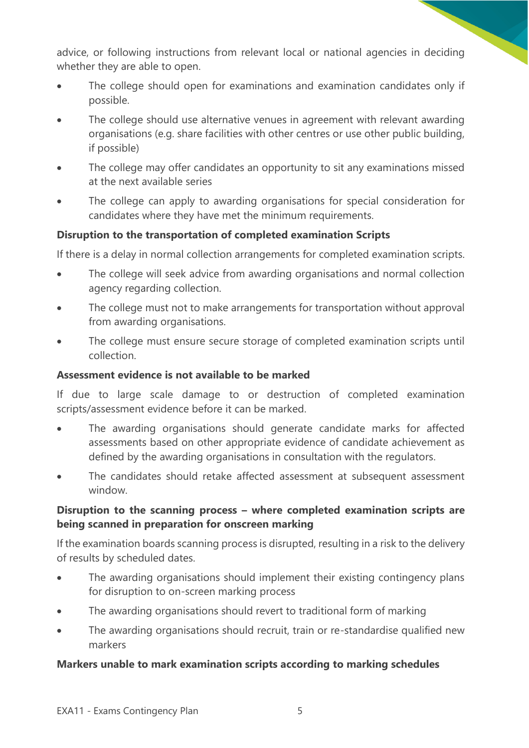advice, or following instructions from relevant local or national agencies in deciding whether they are able to open.

- The college should open for examinations and examination candidates only if possible.
- The college should use alternative venues in agreement with relevant awarding organisations (e.g. share facilities with other centres or use other public building, if possible)
- The college may offer candidates an opportunity to sit any examinations missed at the next available series
- The college can apply to awarding organisations for special consideration for candidates where they have met the minimum requirements.

**Disruption to the transportation of completed examination Scripts**

If there is a delay in normal collection arrangements for completed examination scripts.

- The college will seek advice from awarding organisations and normal collection agency regarding collection.
- The college must not to make arrangements for transportation without approval from awarding organisations.
- The college must ensure secure storage of completed examination scripts until collection.

**Assessment evidence is not available to be marked**

If due to large scale damage to or destruction of completed examination scripts/assessment evidence before it can be marked.

- The awarding organisations should generate candidate marks for affected assessments based on other appropriate evidence of candidate achievement as defined by the awarding organisations in consultation with the regulators.
- The candidates should retake affected assessment at subsequent assessment window.

**Disruption to the scanning process – where completed examination scripts are being scanned in preparation for onscreen marking**

If the examination boards scanning process is disrupted, resulting in a risk to the delivery of results by scheduled dates.

- The awarding organisations should implement their existing contingency plans for disruption to on-screen marking process
- The awarding organisations should revert to traditional form of marking
- The awarding organisations should recruit, train or re-standardise qualified new markers

**Markers unable to mark examination scripts according to marking schedules**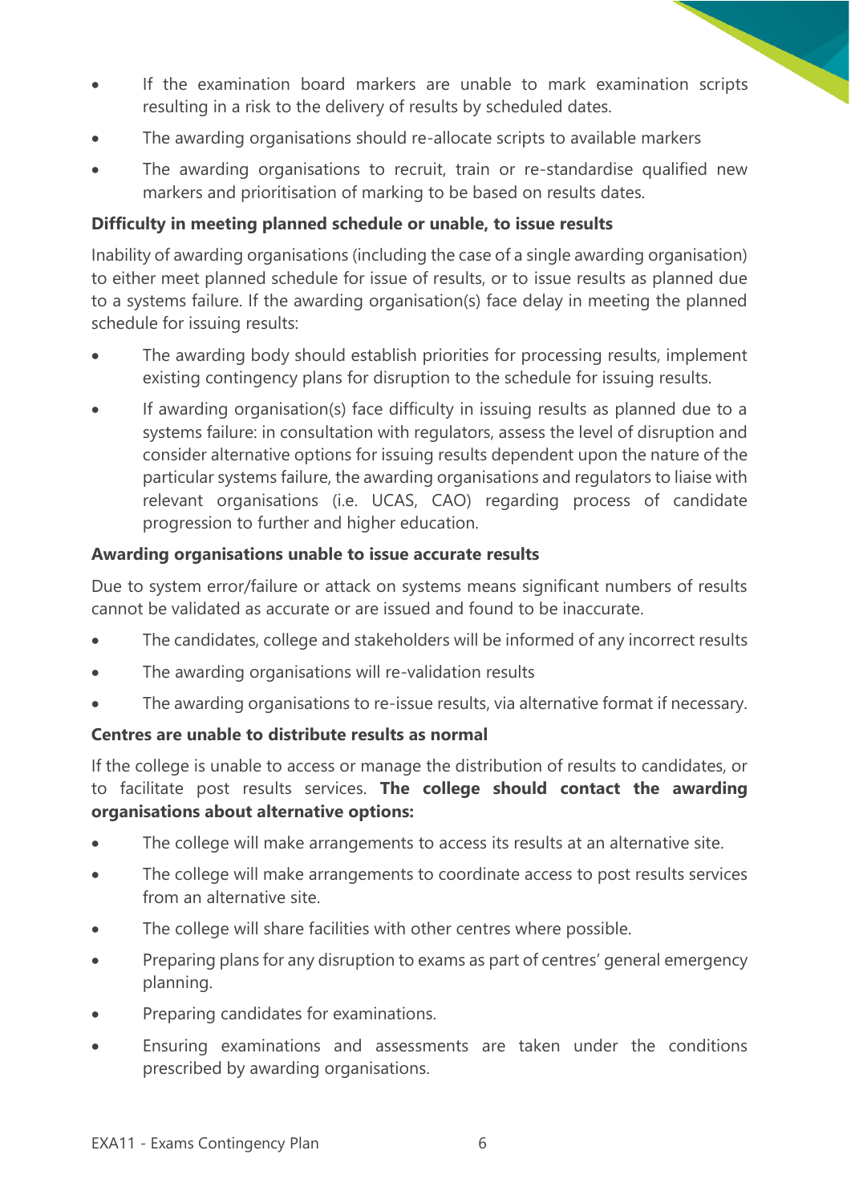- If the examination board markers are unable to mark examination scripts resulting in a risk to the delivery of results by scheduled dates.
- The awarding organisations should re-allocate scripts to available markers
- The awarding organisations to recruit, train or re-standardise qualified new markers and prioritisation of marking to be based on results dates.

**Difficulty in meeting planned schedule or unable, to issue results**

Inability of awarding organisations (including the case of a single awarding organisation) to either meet planned schedule for issue of results, or to issue results as planned due to a systems failure. If the awarding organisation(s) face delay in meeting the planned schedule for issuing results:

- The awarding body should establish priorities for processing results, implement existing contingency plans for disruption to the schedule for issuing results.
- If awarding organisation(s) face difficulty in issuing results as planned due to a systems failure: in consultation with regulators, assess the level of disruption and consider alternative options for issuing results dependent upon the nature of the particular systems failure, the awarding organisations and regulators to liaise with relevant organisations (i.e. UCAS, CAO) regarding process of candidate progression to further and higher education.

**Awarding organisations unable to issue accurate results**

Due to system error/failure or attack on systems means significant numbers of results cannot be validated as accurate or are issued and found to be inaccurate.

- The candidates, college and stakeholders will be informed of any incorrect results
- The awarding organisations will re-validation results
- The awarding organisations to re-issue results, via alternative format if necessary.

**Centres are unable to distribute results as normal**

If the college is unable to access or manage the distribution of results to candidates, or to facilitate post results services. **The college should contact the awarding organisations about alternative options:**

- The college will make arrangements to access its results at an alternative site.
- The college will make arrangements to coordinate access to post results services from an alternative site.
- The college will share facilities with other centres where possible.
- Preparing plans for any disruption to exams as part of centres' general emergency planning.
- Preparing candidates for examinations.
- Ensuring examinations and assessments are taken under the conditions prescribed by awarding organisations.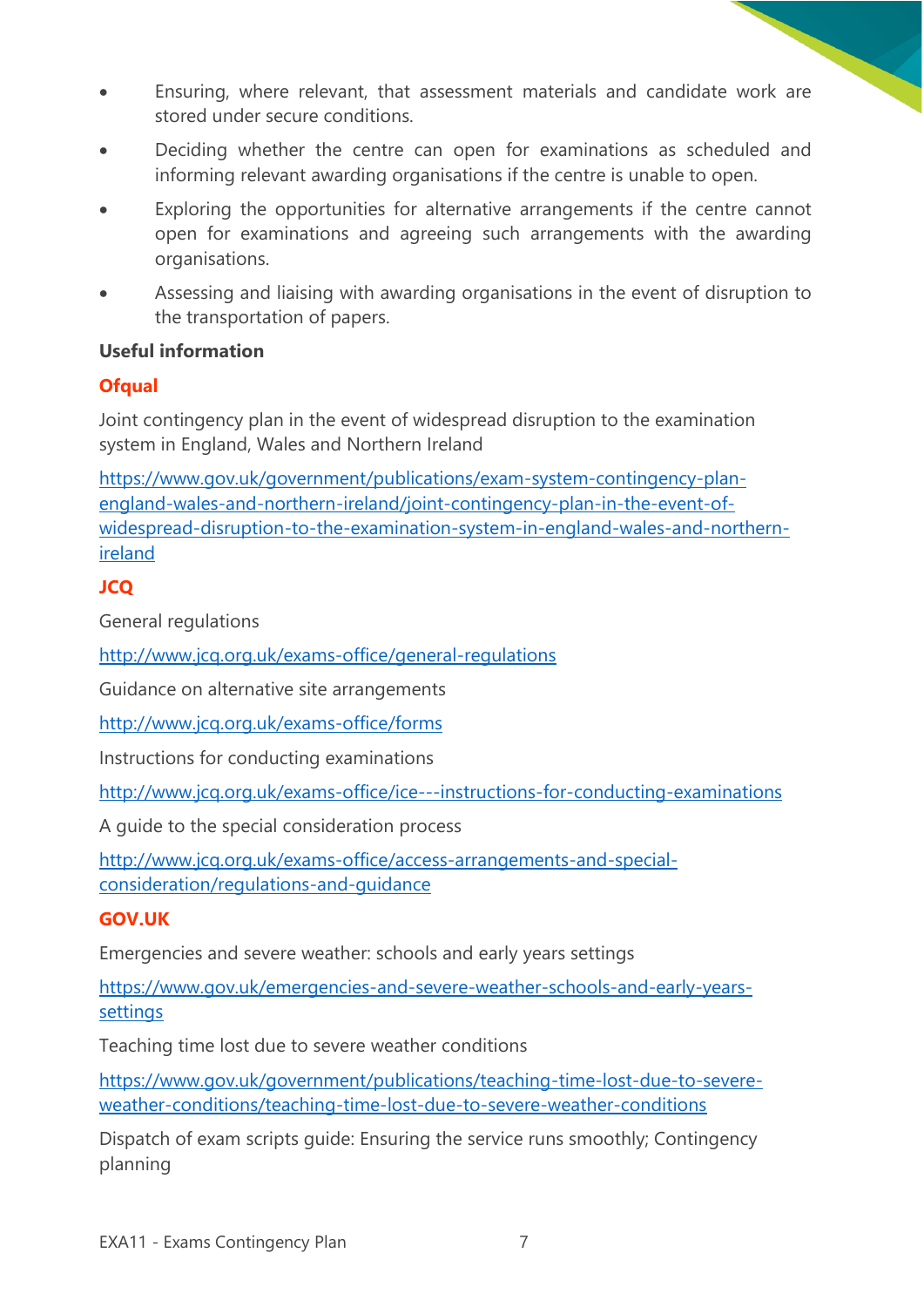- Ensuring, where relevant, that assessment materials and candidate work are stored under secure conditions.
- Deciding whether the centre can open for examinations as scheduled and informing relevant awarding organisations if the centre is unable to open.
- Exploring the opportunities for alternative arrangements if the centre cannot open for examinations and agreeing such arrangements with the awarding organisations.
- Assessing and liaising with awarding organisations in the event of disruption to the transportation of papers.

**Useful information**

**Ofqual**

Joint contingency plan in the event of widespread disruption to the examination system in England, Wales and Northern Ireland

https://www.gov.uk/government/publications/exam-system-contingency-plan-england-wales-and-northern-ireland/joint-contingency-plan-in-the-event-of-widespread-disruption-to-the-examination-system-in-england-wales-and-northern-ireland

**JCQ**

General regulations

http://www.jcq.org.uk/exams-office/general-regulations

Guidance on alternative site arrangements

http://www.jcq.org.uk/exams-office/forms

Instructions for conducting examinations

http://www.jcq.org.uk/exams-office/ice---instructions-for-conducting-examinations

A guide to the special consideration process

http://www.jcq.org.uk/exams-office/access-arrangements-and-special-consideration/regulations-and-guidance

**GOV.UK**

Emergencies and severe weather: schools and early years settings

https://www.gov.uk/emergencies-and-severe-weather-schools-and-early-years-settings

Teaching time lost due to severe weather conditions

https://www.gov.uk/government/publications/teaching-time-lost-due-to-severe-weather-conditions/teaching-time-lost-due-to-severe-weather-conditions

Dispatch of exam scripts guide: Ensuring the service runs smoothly; Contingency planning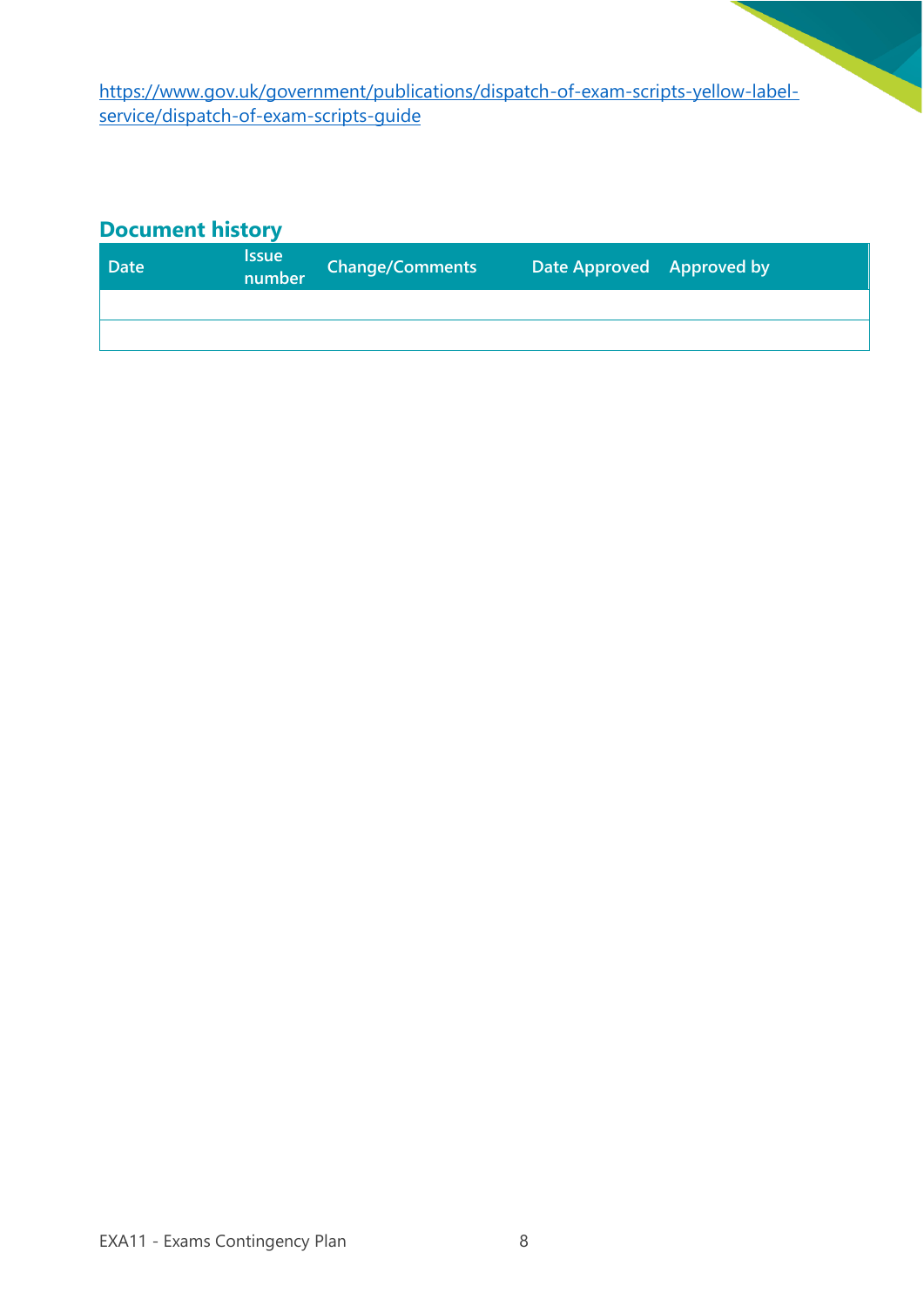[https://www.gov.uk/government/publications/dispatch-of-exam-scripts-yellow-label-service/dispatch-of-exam-scripts-guide](https://www.gov.uk/government/publications/dispatch-of-exam-scripts-yellow-label-service/dispatch-of-exam-scripts-guide)

## Document history

| Date | Issue number | Change/Comments | Date Approved | Approved by |
|---|---|---|---|---|
| | | | | |
| | | | | |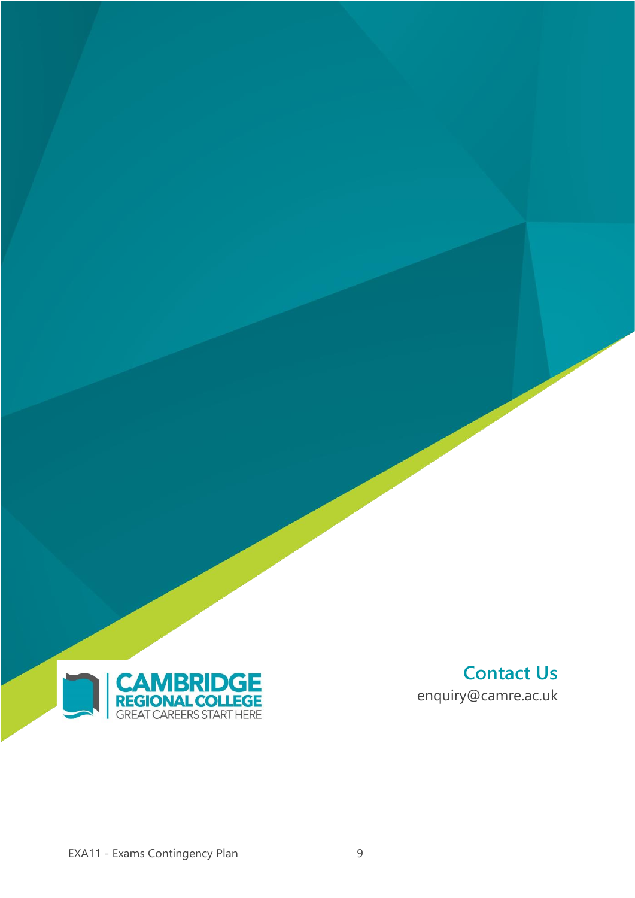CAMBRIDGE
REGIONAL COLLEGE
GREAT CAREERS START HERE

## Contact Us

enquiry@camre.ac.uk